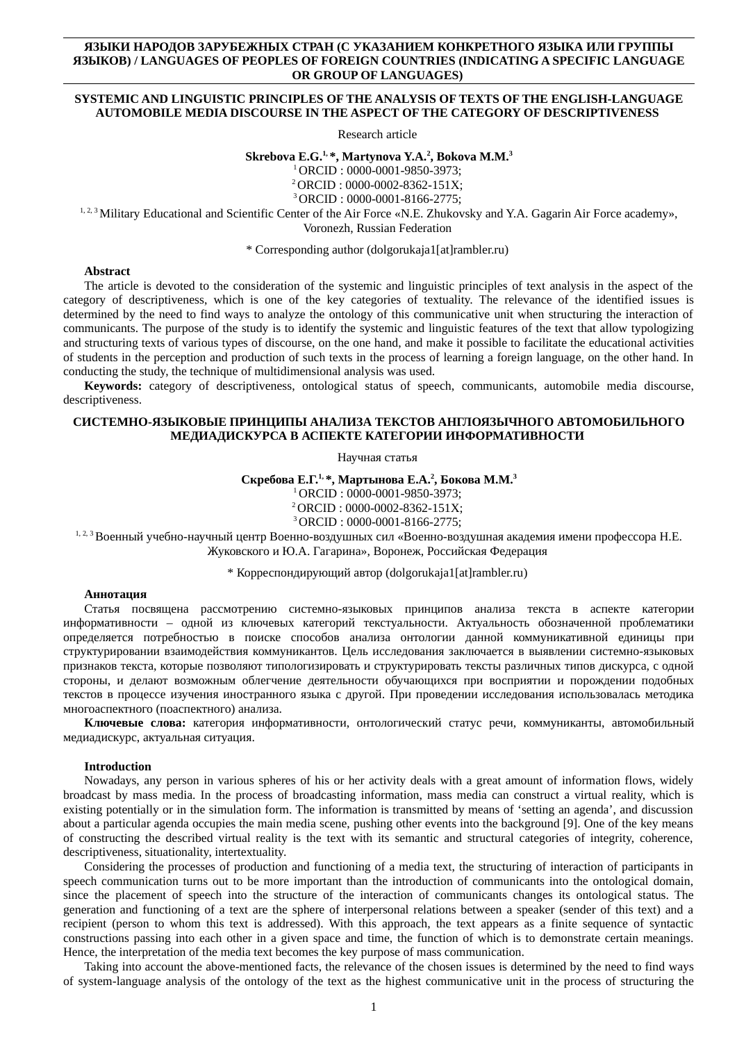**ЯЗЫКИ НАРОДОВ ЗАРУБЕЖНЫХ СТРАН (С УКАЗАНИЕМ КОНКРЕТНОГО ЯЗЫКА ИЛИ ГРУППЫ ЯЗЫКОВ) / LANGUAGES OF PEOPLES OF FOREIGN COUNTRIES (INDICATING A SPECIFIC LANGUAGE OR GROUP OF LANGUAGES)**

# SYSTEMIC AND LINGUISTIC PRINCIPLES OF THE ANALYSIS OF TEXTS OF THE ENGLISH-LANGUAGE AUTOMOBILE MEDIA DISCOURSE IN THE ASPECT OF THE CATEGORY OF DESCRIPTIVENESS

Research article

**Skrebova E.G.[1, *], Martynova Y.A.[2], Bokova M.M.[3]**

[1] ORCID : 0000-0001-9850-3973;
[2] ORCID : 0000-0002-8362-151X;
[3] ORCID : 0000-0001-8166-2775;

[1, 2, 3] Military Educational and Scientific Center of the Air Force «N.E. Zhukovsky and Y.A. Gagarin Air Force academy», Voronezh, Russian Federation

* Corresponding author (dolgorukaja1[at]rambler.ru)

**Abstract**

The article is devoted to the consideration of the systemic and linguistic principles of text analysis in the aspect of the category of descriptiveness, which is one of the key categories of textuality. The relevance of the identified issues is determined by the need to find ways to analyze the ontology of this communicative unit when structuring the interaction of communicants. The purpose of the study is to identify the systemic and linguistic features of the text that allow typologizing and structuring texts of various types of discourse, on the one hand, and make it possible to facilitate the educational activities of students in the perception and production of such texts in the process of learning a foreign language, on the other hand. In conducting the study, the technique of multidimensional analysis was used.

**Keywords:** category of descriptiveness, ontological status of speech, communicants, automobile media discourse, descriptiveness.

# СИСТЕМНО-ЯЗЫКОВЫЕ ПРИНЦИПЫ АНАЛИЗА ТЕКСТОВ АНГЛОЯЗЫЧНОГО АВТОМОБИЛЬНОГО МЕДИАДИСКУРСА В АСПЕКТЕ КАТЕГОРИИ ИНФОРМАТИВНОСТИ

Научная статья

**Скребова Е.Г.[1, *], Мартынова Е.А.[2], Бокова М.М.[3]**

[1] ORCID : 0000-0001-9850-3973;
[2] ORCID : 0000-0002-8362-151X;
[3] ORCID : 0000-0001-8166-2775;

[1, 2, 3] Военный учебно-научный центр Военно-воздушных сил «Военно-воздушная академия имени профессора Н.Е. Жуковского и Ю.А. Гагарина», Воронеж, Российская Федерация

* Корреспондирующий автор (dolgorukaja1[at]rambler.ru)

**Аннотация**

Статья посвящена рассмотрению системно-языковых принципов анализа текста в аспекте категории информативности – одной из ключевых категорий текстуальности. Актуальность обозначенной проблематики определяется потребностью в поиске способов анализа онтологии данной коммуникативной единицы при структурировании взаимодействия коммуникантов. Цель исследования заключается в выявлении системно-языковых признаков текста, которые позволяют типологизировать и структурировать тексты различных типов дискурса, с одной стороны, и делают возможным облегчение деятельности обучающихся при восприятии и порождении подобных текстов в процессе изучения иностранного языка с другой. При проведении исследования использовалась методика многоаспектного (поаспектного) анализа.

**Ключевые слова:** категория информативности, онтологический статус речи, коммуниканты, автомобильный медиадискурс, актуальная ситуация.

## Introduction

Nowadays, any person in various spheres of his or her activity deals with a great amount of information flows, widely broadcast by mass media. In the process of broadcasting information, mass media can construct a virtual reality, which is existing potentially or in the simulation form. The information is transmitted by means of ‘setting an agenda’, and discussion about a particular agenda occupies the main media scene, pushing other events into the background [9]. One of the key means of constructing the described virtual reality is the text with its semantic and structural categories of integrity, coherence, descriptiveness, situationality, intertextuality.

Considering the processes of production and functioning of a media text, the structuring of interaction of participants in speech communication turns out to be more important than the introduction of communicants into the ontological domain, since the placement of speech into the structure of the interaction of communicants changes its ontological status. The generation and functioning of a text are the sphere of interpersonal relations between a speaker (sender of this text) and a recipient (person to whom this text is addressed). With this approach, the text appears as a finite sequence of syntactic constructions passing into each other in a given space and time, the function of which is to demonstrate certain meanings. Hence, the interpretation of the media text becomes the key purpose of mass communication.

Taking into account the above-mentioned facts, the relevance of the chosen issues is determined by the need to find ways of system-language analysis of the ontology of the text as the highest communicative unit in the process of structuring the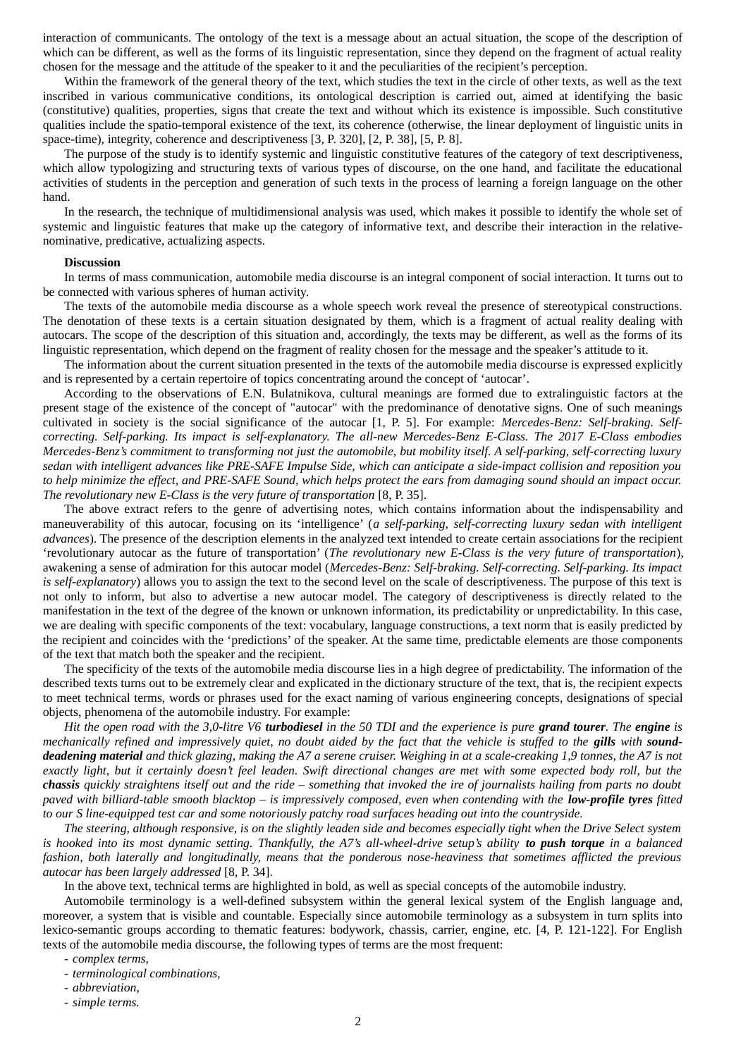interaction of communicants. The ontology of the text is a message about an actual situation, the scope of the description of which can be different, as well as the forms of its linguistic representation, since they depend on the fragment of actual reality chosen for the message and the attitude of the speaker to it and the peculiarities of the recipient's perception.

Within the framework of the general theory of the text, which studies the text in the circle of other texts, as well as the text inscribed in various communicative conditions, its ontological description is carried out, aimed at identifying the basic (constitutive) qualities, properties, signs that create the text and without which its existence is impossible. Such constitutive qualities include the spatio-temporal existence of the text, its coherence (otherwise, the linear deployment of linguistic units in space-time), integrity, coherence and descriptiveness [3, P. 320], [2, P. 38], [5, P. 8].

The purpose of the study is to identify systemic and linguistic constitutive features of the category of text descriptiveness, which allow typologizing and structuring texts of various types of discourse, on the one hand, and facilitate the educational activities of students in the perception and generation of such texts in the process of learning a foreign language on the other hand.

In the research, the technique of multidimensional analysis was used, which makes it possible to identify the whole set of systemic and linguistic features that make up the category of informative text, and describe their interaction in the relative-nominative, predicative, actualizing aspects.

**Discussion**

In terms of mass communication, automobile media discourse is an integral component of social interaction. It turns out to be connected with various spheres of human activity.

The texts of the automobile media discourse as a whole speech work reveal the presence of stereotypical constructions. The denotation of these texts is a certain situation designated by them, which is a fragment of actual reality dealing with autocars. The scope of the description of this situation and, accordingly, the texts may be different, as well as the forms of its linguistic representation, which depend on the fragment of reality chosen for the message and the speaker's attitude to it.

The information about the current situation presented in the texts of the automobile media discourse is expressed explicitly and is represented by a certain repertoire of topics concentrating around the concept of 'autocar'.

According to the observations of E.N. Bulatnikova, cultural meanings are formed due to extralinguistic factors at the present stage of the existence of the concept of "autocar" with the predominance of denotative signs. One of such meanings cultivated in society is the social significance of the autocar [1, P. 5]. For example: *Mercedes-Benz: Self-braking. Self-correcting. Self-parking. Its impact is self-explanatory. The all-new Mercedes-Benz E-Class. The 2017 E-Class embodies Mercedes-Benz's commitment to transforming not just the automobile, but mobility itself. A self-parking, self-correcting luxury sedan with intelligent advances like PRE-SAFE Impulse Side, which can anticipate a side-impact collision and reposition you to help minimize the effect, and PRE-SAFE Sound, which helps protect the ears from damaging sound should an impact occur. The revolutionary new E-Class is the very future of transportation* [8, P. 35].

The above extract refers to the genre of advertising notes, which contains information about the indispensability and maneuverability of this autocar, focusing on its 'intelligence' (*a self-parking, self-correcting luxury sedan with intelligent advances*). The presence of the description elements in the analyzed text intended to create certain associations for the recipient 'revolutionary autocar as the future of transportation' (*The revolutionary new E-Class is the very future of transportation*), awakening a sense of admiration for this autocar model (*Mercedes-Benz: Self-braking. Self-correcting. Self-parking. Its impact is self-explanatory*) allows you to assign the text to the second level on the scale of descriptiveness. The purpose of this text is not only to inform, but also to advertise a new autocar model. The category of descriptiveness is directly related to the manifestation in the text of the degree of the known or unknown information, its predictability or unpredictability. In this case, we are dealing with specific components of the text: vocabulary, language constructions, a text norm that is easily predicted by the recipient and coincides with the 'predictions' of the speaker. At the same time, predictable elements are those components of the text that match both the speaker and the recipient.

The specificity of the texts of the automobile media discourse lies in a high degree of predictability. The information of the described texts turns out to be extremely clear and explicated in the dictionary structure of the text, that is, the recipient expects to meet technical terms, words or phrases used for the exact naming of various engineering concepts, designations of special objects, phenomena of the automobile industry. For example:

*Hit the open road with the 3,0-litre V6* ***turbodiesel*** *in the 50 TDI and the experience is pure* ***grand tourer****. The* ***engine*** *is mechanically refined and impressively quiet, no doubt aided by the fact that the vehicle is stuffed to the* ***gills*** *with* ***sound-deadening material*** *and thick glazing, making the A7 a serene cruiser. Weighing in at a scale-creaking 1,9 tonnes, the A7 is not exactly light, but it certainly doesn't feel leaden. Swift directional changes are met with some expected body roll, but the* ***chassis*** *quickly straightens itself out and the ride – something that invoked the ire of journalists hailing from parts no doubt paved with billiard-table smooth blacktop – is impressively composed, even when contending with the* ***low-profile tyres*** *fitted to our S line-equipped test car and some notoriously patchy road surfaces heading out into the countryside.*

*The steering, although responsive, is on the slightly leaden side and becomes especially tight when the Drive Select system is hooked into its most dynamic setting. Thankfully, the A7's all-wheel-drive setup's ability* ***to push torque*** *in a balanced fashion, both laterally and longitudinally, means that the ponderous nose-heaviness that sometimes afflicted the previous autocar has been largely addressed* [8, P. 34].

In the above text, technical terms are highlighted in bold, as well as special concepts of the automobile industry.

Automobile terminology is a well-defined subsystem within the general lexical system of the English language and, moreover, a system that is visible and countable. Especially since automobile terminology as a subsystem in turn splits into lexico-semantic groups according to thematic features: bodywork, chassis, carrier, engine, etc. [4, P. 121-122]. For English texts of the automobile media discourse, the following types of terms are the most frequent:

- *complex terms,*
- *terminological combinations,*
- *abbreviation,*
- *simple terms.*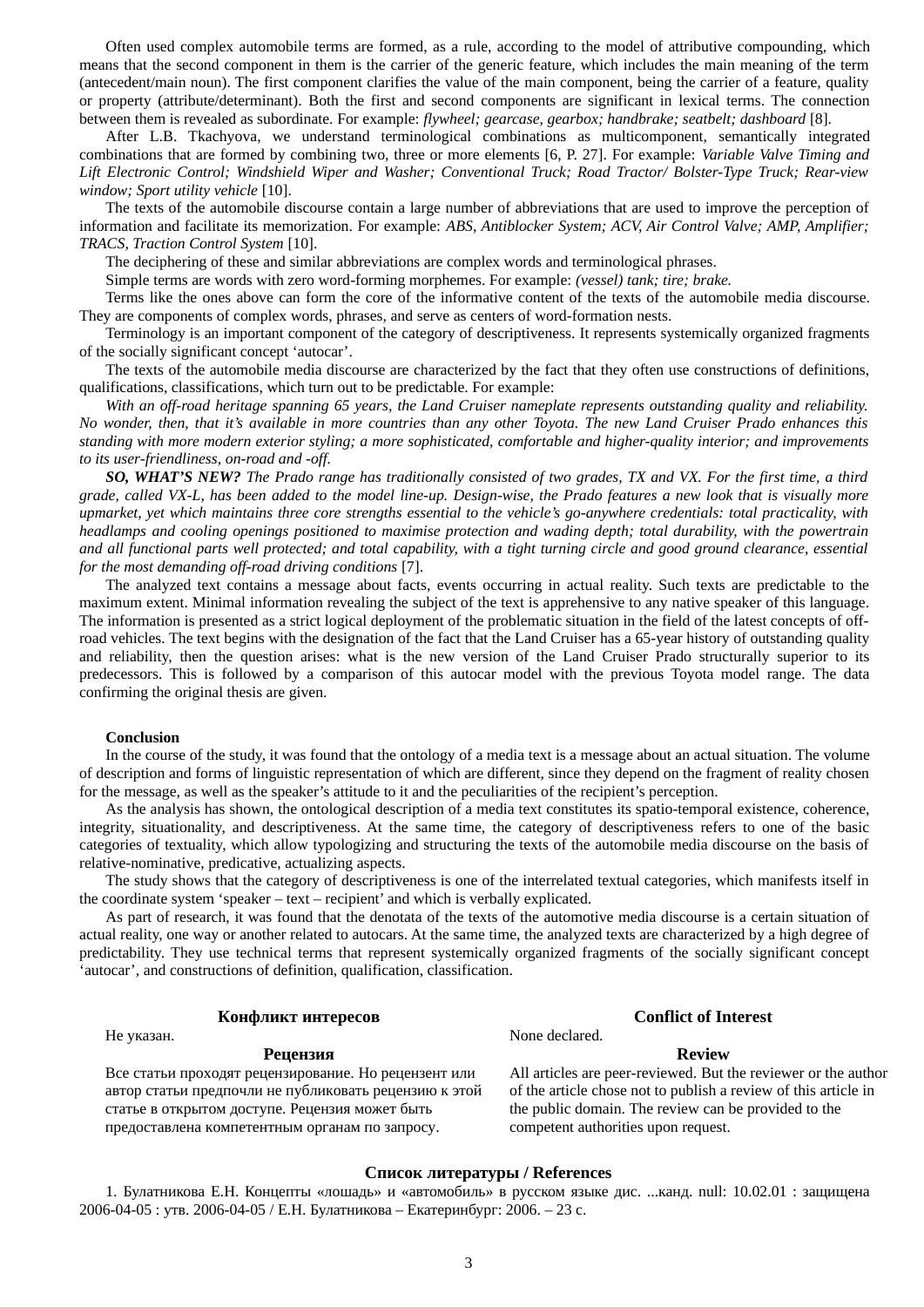Often used complex automobile terms are formed, as a rule, according to the model of attributive compounding, which means that the second component in them is the carrier of the generic feature, which includes the main meaning of the term (antecedent/main noun). The first component clarifies the value of the main component, being the carrier of a feature, quality or property (attribute/determinant). Both the first and second components are significant in lexical terms. The connection between them is revealed as subordinate. For example: *flywheel; gearcase, gearbox; handbrake; seatbelt; dashboard* [8].

After L.B. Tkachyova, we understand terminological combinations as multicomponent, semantically integrated combinations that are formed by combining two, three or more elements [6, P. 27]. For example: *Variable Valve Timing and Lift Electronic Control; Windshield Wiper and Washer; Conventional Truck; Road Tractor/ Bolster-Type Truck; Rear-view window; Sport utility vehicle* [10].

The texts of the automobile discourse contain a large number of abbreviations that are used to improve the perception of information and facilitate its memorization. For example: *ABS, Antiblocker System; ACV, Air Control Valve; AMP, Amplifier; TRACS, Traction Control System* [10].

The deciphering of these and similar abbreviations are complex words and terminological phrases.

Simple terms are words with zero word-forming morphemes. For example: *(vessel) tank; tire; brake.*

Terms like the ones above can form the core of the informative content of the texts of the automobile media discourse. They are components of complex words, phrases, and serve as centers of word-formation nests.

Terminology is an important component of the category of descriptiveness. It represents systemically organized fragments of the socially significant concept ‘autocar’.

The texts of the automobile media discourse are characterized by the fact that they often use constructions of definitions, qualifications, classifications, which turn out to be predictable. For example:

*With an off-road heritage spanning 65 years, the Land Cruiser nameplate represents outstanding quality and reliability. No wonder, then, that it’s available in more countries than any other Toyota. The new Land Cruiser Prado enhances this standing with more modern exterior styling; a more sophisticated, comfortable and higher-quality interior; and improvements to its user-friendliness, on-road and -off.*

***SO, WHAT’S NEW?*** *The Prado range has traditionally consisted of two grades, TX and VX. For the first time, a third grade, called VX-L, has been added to the model line-up. Design-wise, the Prado features a new look that is visually more upmarket, yet which maintains three core strengths essential to the vehicle’s go-anywhere credentials: total practicality, with headlamps and cooling openings positioned to maximise protection and wading depth; total durability, with the powertrain and all functional parts well protected; and total capability, with a tight turning circle and good ground clearance, essential for the most demanding off-road driving conditions* [7].

The analyzed text contains a message about facts, events occurring in actual reality. Such texts are predictable to the maximum extent. Minimal information revealing the subject of the text is apprehensive to any native speaker of this language. The information is presented as a strict logical deployment of the problematic situation in the field of the latest concepts of off-road vehicles. The text begins with the designation of the fact that the Land Cruiser has a 65-year history of outstanding quality and reliability, then the question arises: what is the new version of the Land Cruiser Prado structurally superior to its predecessors. This is followed by a comparison of this autocar model with the previous Toyota model range. The data confirming the original thesis are given.

### Conclusion

In the course of the study, it was found that the ontology of a media text is a message about an actual situation. The volume of description and forms of linguistic representation of which are different, since they depend on the fragment of reality chosen for the message, as well as the speaker’s attitude to it and the peculiarities of the recipient’s perception.

As the analysis has shown, the ontological description of a media text constitutes its spatio-temporal existence, coherence, integrity, situationality, and descriptiveness. At the same time, the category of descriptiveness refers to one of the basic categories of textuality, which allow typologizing and structuring the texts of the automobile media discourse on the basis of relative-nominative, predicative, actualizing aspects.

The study shows that the category of descriptiveness is one of the interrelated textual categories, which manifests itself in the coordinate system ‘speaker – text – recipient’ and which is verbally explicated.

As part of research, it was found that the denotata of the texts of the automotive media discourse is a certain situation of actual reality, one way or another related to autocars. At the same time, the analyzed texts are characterized by a high degree of predictability. They use technical terms that represent systemically organized fragments of the socially significant concept ‘autocar’, and constructions of definition, qualification, classification.

**Конфликт интересов**

Не указан.

**Рецензия**

Все статьи проходят рецензирование. Но рецензент или автор статьи предпочли не публиковать рецензию к этой статье в открытом доступе. Рецензия может быть предоставлена компетентным органам по запросу.

**Conflict of Interest**

None declared.

**Review**

All articles are peer-reviewed. But the reviewer or the author of the article chose not to publish a review of this article in the public domain. The review can be provided to the competent authorities upon request.

### Список литературы / References

1. Булатникова Е.Н. Концепты «лошадь» и «автомобиль» в русском языке дис. ...канд. null: 10.02.01 : защищена 2006-04-05 : утв. 2006-04-05 / Е.Н. Булатникова – Екатеринбург: 2006. – 23 с.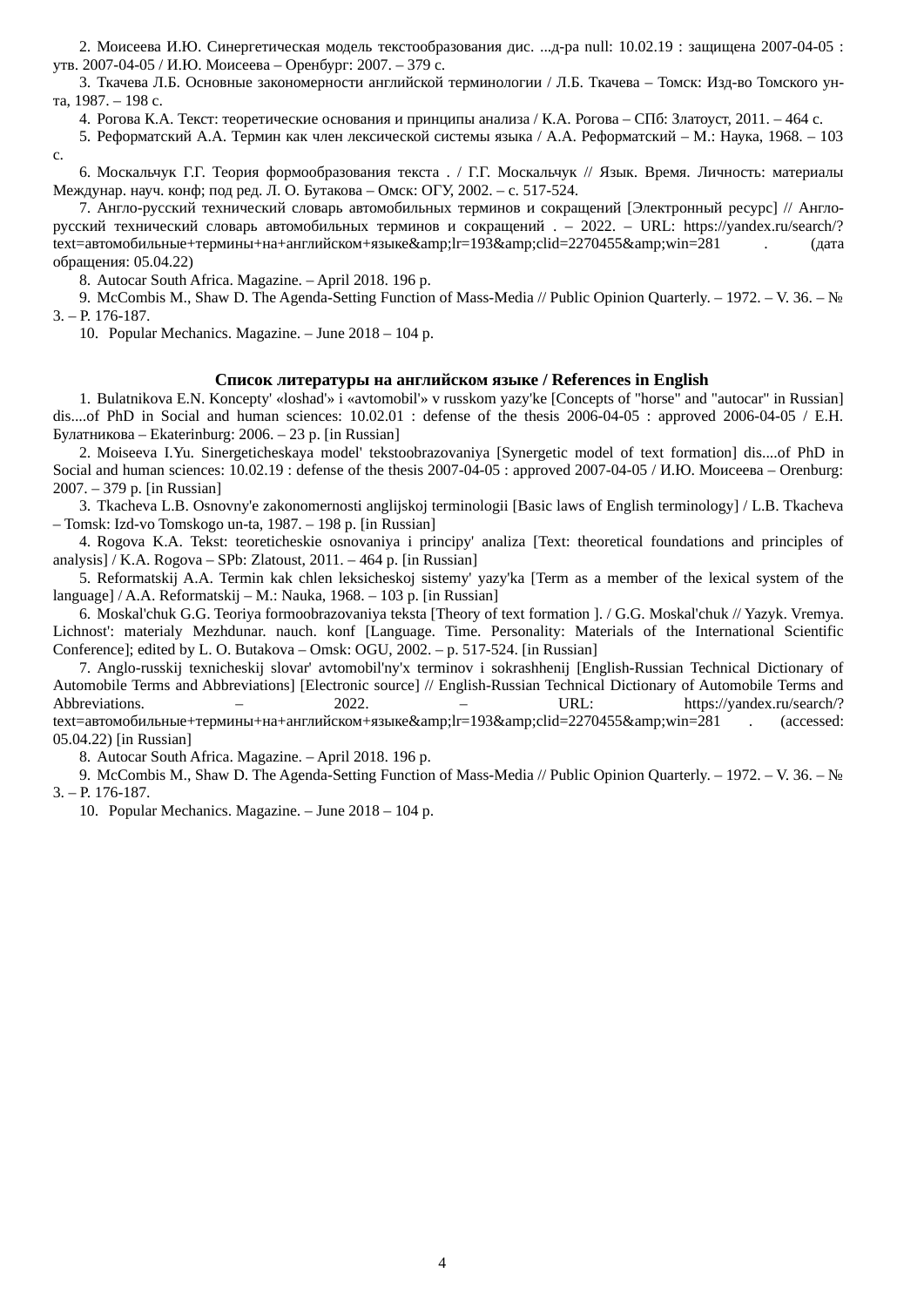2. Моисеева И.Ю. Синергетическая модель текстообразования дис. ...д-ра null: 10.02.19 : защищена 2007-04-05 : утв. 2007-04-05 / И.Ю. Моисеева – Оренбург: 2007. – 379 с.

3. Ткачева Л.Б. Основные закономерности английской терминологии / Л.Б. Ткачева – Томск: Изд-во Томского ун-та, 1987. – 198 с.

4. Рогова К.А. Текст: теоретические основания и принципы анализа / К.А. Рогова – СПб: Златоуст, 2011. – 464 с.

5. Реформатский А.А. Термин как член лексической системы языка / А.А. Реформатский – М.: Наука, 1968. – 103 с.

6. Москальчук Г.Г. Теория формообразования текста . / Г.Г. Москальчук // Язык. Время. Личность: материалы Междунар. науч. конф; под ред. Л. О. Бутакова – Омск: ОГУ, 2002. – с. 517-524.

7. Англо-русский технический словарь автомобильных терминов и сокращений [Электронный ресурс] // Англо-русский технический словарь автомобильных терминов и сокращений . – 2022. – URL: https://yandex.ru/search/?text=автомобильные+термины+на+английском+языке&amp;lr=193&amp;clid=2270455&amp;win=281 . (дата обращения: 05.04.22)

8. Autocar South Africa. Magazine. – April 2018. 196 p.

9. McCombis M., Shaw D. The Agenda-Setting Function of Mass-Media // Public Opinion Quarterly. – 1972. – V. 36. – № 3. – P. 176-187.

10. Popular Mechanics. Magazine. – June 2018 – 104 p.

**Список литературы на английском языке / References in English**

1. Bulatnikova E.N. Koncepty' «loshad'» i «avtomobil'» v russkom yazy'ke [Concepts of "horse" and "autocar" in Russian] dis....of PhD in Social and human sciences: 10.02.01 : defense of the thesis 2006-04-05 : approved 2006-04-05 / Е.Н. Булатникова – Ekaterinburg: 2006. – 23 p. [in Russian]

2. Moiseeva I.Yu. Sinergeticheskaya model' tekstoobrazovaniya [Synergetic model of text formation] dis....of PhD in Social and human sciences: 10.02.19 : defense of the thesis 2007-04-05 : approved 2007-04-05 / И.Ю. Моисеева – Orenburg: 2007. – 379 p. [in Russian]

3. Tkacheva L.B. Osnovny'e zakonomernosti anglijskoj terminologii [Basic laws of English terminology] / L.B. Tkacheva – Tomsk: Izd-vo Tomskogo un-ta, 1987. – 198 p. [in Russian]

4. Rogova K.A. Tekst: teoreticheskie osnovaniya i principy' analiza [Text: theoretical foundations and principles of analysis] / K.A. Rogova – SPb: Zlatoust, 2011. – 464 p. [in Russian]

5. Reformatskij A.A. Termin kak chlen leksicheskoj sistemy' yazy'ka [Term as a member of the lexical system of the language] / A.A. Reformatskij – M.: Nauka, 1968. – 103 p. [in Russian]

6. Moskal'chuk G.G. Teoriya formoobrazovaniya teksta [Theory of text formation ]. / G.G. Moskal'chuk // Yazyk. Vremya. Lichnost': materialy Mezhdunar. nauch. konf [Language. Time. Personality: Materials of the International Scientific Conference]; edited by L. O. Butakova – Omsk: OGU, 2002. – p. 517-524. [in Russian]

7. Anglo-russkij texnicheskij slovar' avtomobil'ny'x terminov i sokrashhenij [English-Russian Technical Dictionary of Automobile Terms and Abbreviations] [Electronic source] // English-Russian Technical Dictionary of Automobile Terms and Abbreviations. – 2022. – URL: https://yandex.ru/search/?text=автомобильные+термины+на+английском+языке&amp;lr=193&amp;clid=2270455&amp;win=281 . (accessed: 05.04.22) [in Russian]

8. Autocar South Africa. Magazine. – April 2018. 196 p.

9. McCombis M., Shaw D. The Agenda-Setting Function of Mass-Media // Public Opinion Quarterly. – 1972. – V. 36. – № 3. – P. 176-187.

10. Popular Mechanics. Magazine. – June 2018 – 104 p.